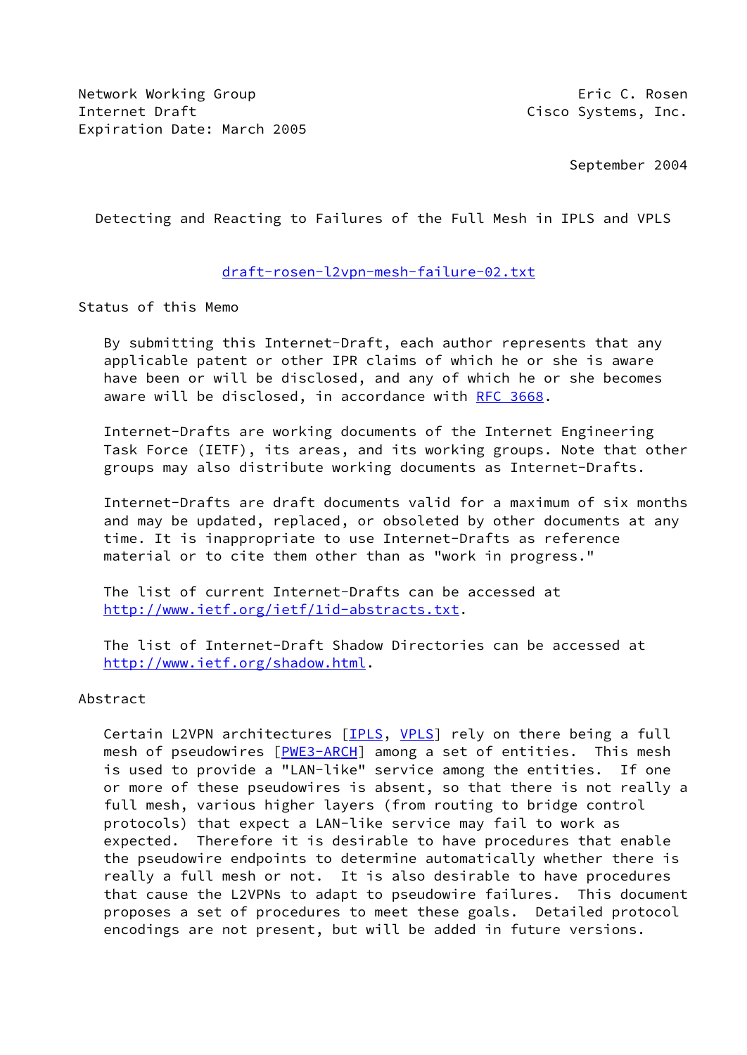Network Working Group                                    Eric C. Rosen
Internet Draft                                     Cisco Systems, Inc.
Expiration Date: March 2005

September 2004

# Detecting and Reacting to Failures of the Full Mesh in IPLS and VPLS

draft-rosen-l2vpn-mesh-failure-02.txt

## Status of this Memo

By submitting this Internet-Draft, each author represents that any applicable patent or other IPR claims of which he or she is aware have been or will be disclosed, and any of which he or she becomes aware will be disclosed, in accordance with RFC 3668.

Internet-Drafts are working documents of the Internet Engineering Task Force (IETF), its areas, and its working groups. Note that other groups may also distribute working documents as Internet-Drafts.

Internet-Drafts are draft documents valid for a maximum of six months and may be updated, replaced, or obsoleted by other documents at any time. It is inappropriate to use Internet-Drafts as reference material or to cite them other than as "work in progress."

The list of current Internet-Drafts can be accessed at http://www.ietf.org/ietf/1id-abstracts.txt.

The list of Internet-Draft Shadow Directories can be accessed at http://www.ietf.org/shadow.html.

## Abstract

Certain L2VPN architectures [IPLS, VPLS] rely on there being a full mesh of pseudowires [PWE3-ARCH] among a set of entities. This mesh is used to provide a "LAN-like" service among the entities. If one or more of these pseudowires is absent, so that there is not really a full mesh, various higher layers (from routing to bridge control protocols) that expect a LAN-like service may fail to work as expected. Therefore it is desirable to have procedures that enable the pseudowire endpoints to determine automatically whether there is really a full mesh or not. It is also desirable to have procedures that cause the L2VPNs to adapt to pseudowire failures. This document proposes a set of procedures to meet these goals. Detailed protocol encodings are not present, but will be added in future versions.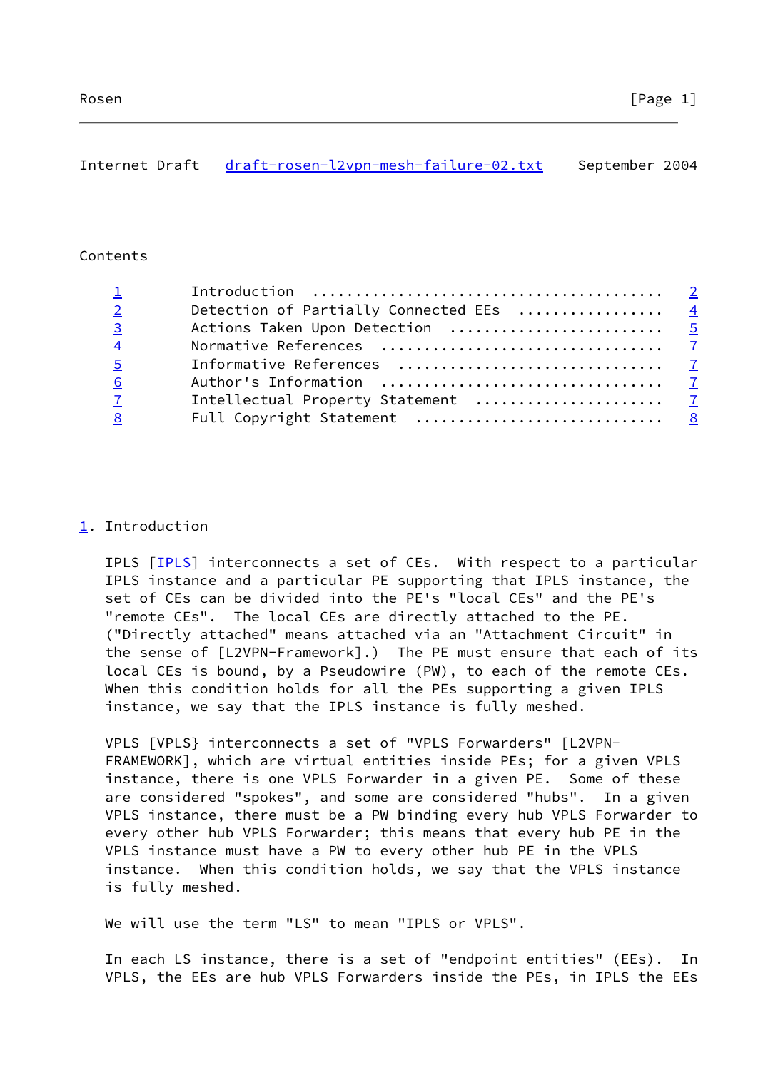Contents

| | | |
|---|---|---|
| 1 | Introduction | 2 |
| 2 | Detection of Partially Connected EEs | 4 |
| 3 | Actions Taken Upon Detection | 5 |
| 4 | Normative References | 7 |
| 5 | Informative References | 7 |
| 6 | Author's Information | 7 |
| 7 | Intellectual Property Statement | 7 |
| 8 | Full Copyright Statement | 8 |

## 1. Introduction

IPLS [IPLS] interconnects a set of CEs. With respect to a particular IPLS instance and a particular PE supporting that IPLS instance, the set of CEs can be divided into the PE's "local CEs" and the PE's "remote CEs". The local CEs are directly attached to the PE. ("Directly attached" means attached via an "Attachment Circuit" in the sense of [L2VPN-Framework].) The PE must ensure that each of its local CEs is bound, by a Pseudowire (PW), to each of the remote CEs. When this condition holds for all the PEs supporting a given IPLS instance, we say that the IPLS instance is fully meshed.

VPLS [VPLS} interconnects a set of "VPLS Forwarders" [L2VPN-FRAMEWORK], which are virtual entities inside PEs; for a given VPLS instance, there is one VPLS Forwarder in a given PE. Some of these are considered "spokes", and some are considered "hubs". In a given VPLS instance, there must be a PW binding every hub VPLS Forwarder to every other hub VPLS Forwarder; this means that every hub PE in the VPLS instance must have a PW to every other hub PE in the VPLS instance. When this condition holds, we say that the VPLS instance is fully meshed.

We will use the term "LS" to mean "IPLS or VPLS".

In each LS instance, there is a set of "endpoint entities" (EEs). In VPLS, the EEs are hub VPLS Forwarders inside the PEs, in IPLS the EEs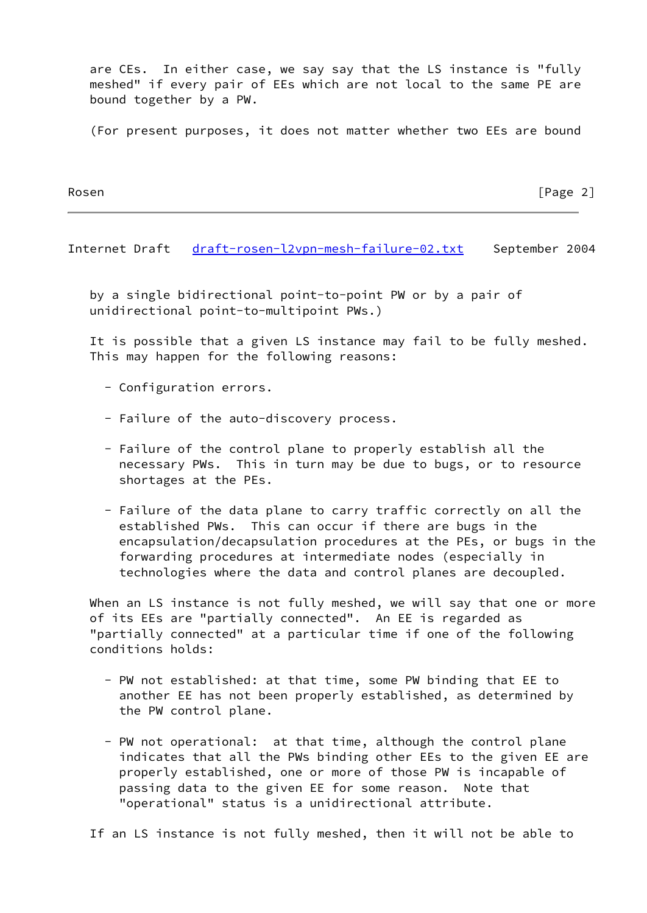are CEs. In either case, we say say that the LS instance is "fully meshed" if every pair of EEs which are not local to the same PE are bound together by a PW.

(For present purposes, it does not matter whether two EEs are bound by a single bidirectional point-to-point PW or by a pair of unidirectional point-to-multipoint PWs.)

It is possible that a given LS instance may fail to be fully meshed. This may happen for the following reasons:

- Configuration errors.

- Failure of the auto-discovery process.

- Failure of the control plane to properly establish all the necessary PWs. This in turn may be due to bugs, or to resource shortages at the PEs.

- Failure of the data plane to carry traffic correctly on all the established PWs. This can occur if there are bugs in the encapsulation/decapsulation procedures at the PEs, or bugs in the forwarding procedures at intermediate nodes (especially in technologies where the data and control planes are decoupled.

When an LS instance is not fully meshed, we will say that one or more of its EEs are "partially connected". An EE is regarded as "partially connected" at a particular time if one of the following conditions holds:

- PW not established: at that time, some PW binding that EE to another EE has not been properly established, as determined by the PW control plane.

- PW not operational: at that time, although the control plane indicates that all the PWs binding other EEs to the given EE are properly established, one or more of those PW is incapable of passing data to the given EE for some reason. Note that "operational" status is a unidirectional attribute.

If an LS instance is not fully meshed, then it will not be able to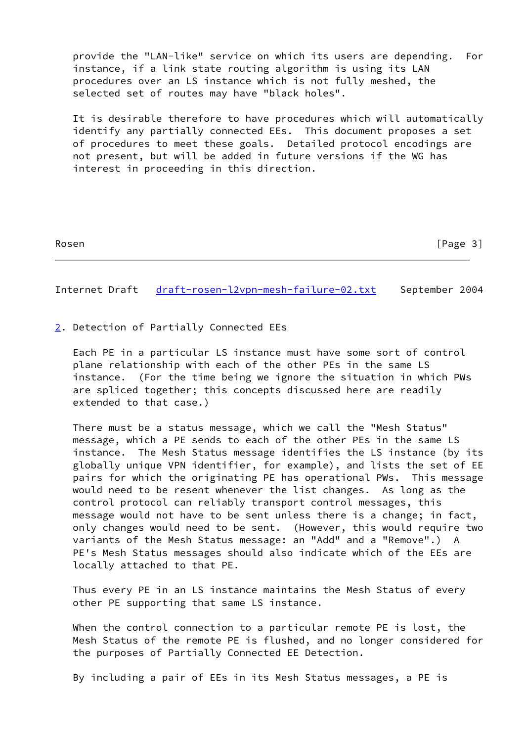provide the "LAN-like" service on which its users are depending. For instance, if a link state routing algorithm is using its LAN procedures over an LS instance which is not fully meshed, the selected set of routes may have "black holes".

It is desirable therefore to have procedures which will automatically identify any partially connected EEs. This document proposes a set of procedures to meet these goals. Detailed protocol encodings are not present, but will be added in future versions if the WG has interest in proceeding in this direction.

## 2. Detection of Partially Connected EEs

Each PE in a particular LS instance must have some sort of control plane relationship with each of the other PEs in the same LS instance. (For the time being we ignore the situation in which PWs are spliced together; this concepts discussed here are readily extended to that case.)

There must be a status message, which we call the "Mesh Status" message, which a PE sends to each of the other PEs in the same LS instance. The Mesh Status message identifies the LS instance (by its globally unique VPN identifier, for example), and lists the set of EE pairs for which the originating PE has operational PWs. This message would need to be resent whenever the list changes. As long as the control protocol can reliably transport control messages, this message would not have to be sent unless there is a change; in fact, only changes would need to be sent. (However, this would require two variants of the Mesh Status message: an "Add" and a "Remove".) A PE's Mesh Status messages should also indicate which of the EEs are locally attached to that PE.

Thus every PE in an LS instance maintains the Mesh Status of every other PE supporting that same LS instance.

When the control connection to a particular remote PE is lost, the Mesh Status of the remote PE is flushed, and no longer considered for the purposes of Partially Connected EE Detection.

By including a pair of EEs in its Mesh Status messages, a PE is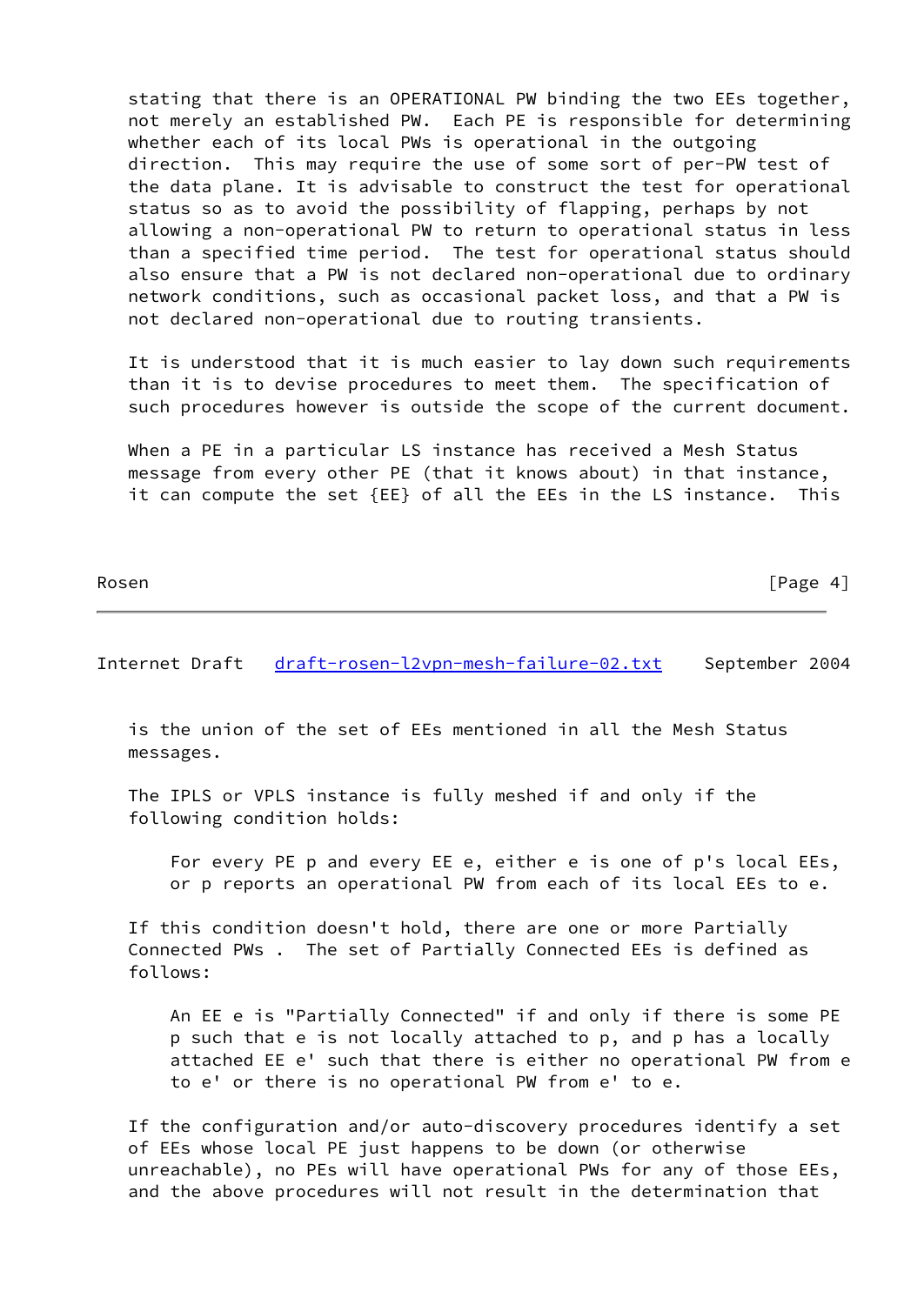stating that there is an OPERATIONAL PW binding the two EEs together, not merely an established PW. Each PE is responsible for determining whether each of its local PWs is operational in the outgoing direction. This may require the use of some sort of per-PW test of the data plane. It is advisable to construct the test for operational status so as to avoid the possibility of flapping, perhaps by not allowing a non-operational PW to return to operational status in less than a specified time period. The test for operational status should also ensure that a PW is not declared non-operational due to ordinary network conditions, such as occasional packet loss, and that a PW is not declared non-operational due to routing transients.

It is understood that it is much easier to lay down such requirements than it is to devise procedures to meet them. The specification of such procedures however is outside the scope of the current document.

When a PE in a particular LS instance has received a Mesh Status message from every other PE (that it knows about) in that instance, it can compute the set {EE} of all the EEs in the LS instance. This is the union of the set of EEs mentioned in all the Mesh Status messages.

The IPLS or VPLS instance is fully meshed if and only if the following condition holds:

> For every PE p and every EE e, either e is one of p's local EEs, or p reports an operational PW from each of its local EEs to e.

If this condition doesn't hold, there are one or more Partially Connected PWs . The set of Partially Connected EEs is defined as follows:

> An EE e is "Partially Connected" if and only if there is some PE p such that e is not locally attached to p, and p has a locally attached EE e' such that there is either no operational PW from e to e' or there is no operational PW from e' to e.

If the configuration and/or auto-discovery procedures identify a set of EEs whose local PE just happens to be down (or otherwise unreachable), no PEs will have operational PWs for any of those EEs, and the above procedures will not result in the determination that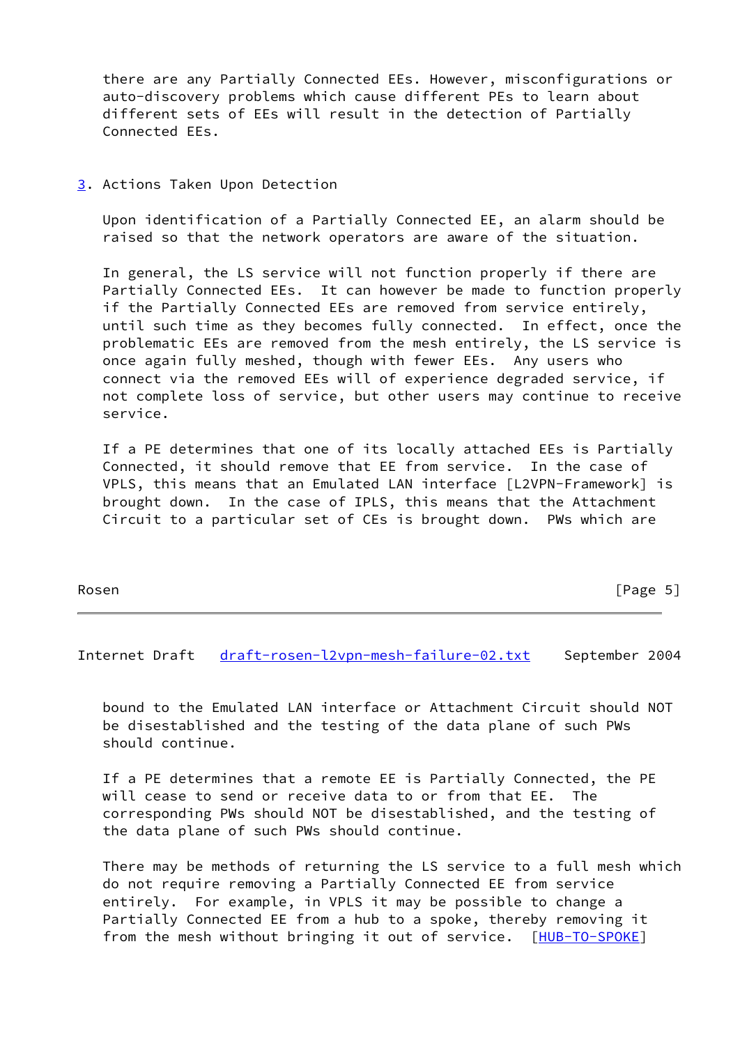there are any Partially Connected EEs. However, misconfigurations or auto-discovery problems which cause different PEs to learn about different sets of EEs will result in the detection of Partially Connected EEs.

## 3. Actions Taken Upon Detection

Upon identification of a Partially Connected EE, an alarm should be raised so that the network operators are aware of the situation.

In general, the LS service will not function properly if there are Partially Connected EEs. It can however be made to function properly if the Partially Connected EEs are removed from service entirely, until such time as they becomes fully connected. In effect, once the problematic EEs are removed from the mesh entirely, the LS service is once again fully meshed, though with fewer EEs. Any users who connect via the removed EEs will of experience degraded service, if not complete loss of service, but other users may continue to receive service.

If a PE determines that one of its locally attached EEs is Partially Connected, it should remove that EE from service. In the case of VPLS, this means that an Emulated LAN interface [L2VPN-Framework] is brought down. In the case of IPLS, this means that the Attachment Circuit to a particular set of CEs is brought down. PWs which are bound to the Emulated LAN interface or Attachment Circuit should NOT be disestablished and the testing of the data plane of such PWs should continue.

If a PE determines that a remote EE is Partially Connected, the PE will cease to send or receive data to or from that EE. The corresponding PWs should NOT be disestablished, and the testing of the data plane of such PWs should continue.

There may be methods of returning the LS service to a full mesh which do not require removing a Partially Connected EE from service entirely. For example, in VPLS it may be possible to change a Partially Connected EE from a hub to a spoke, thereby removing it from the mesh without bringing it out of service. [HUB-TO-SPOKE]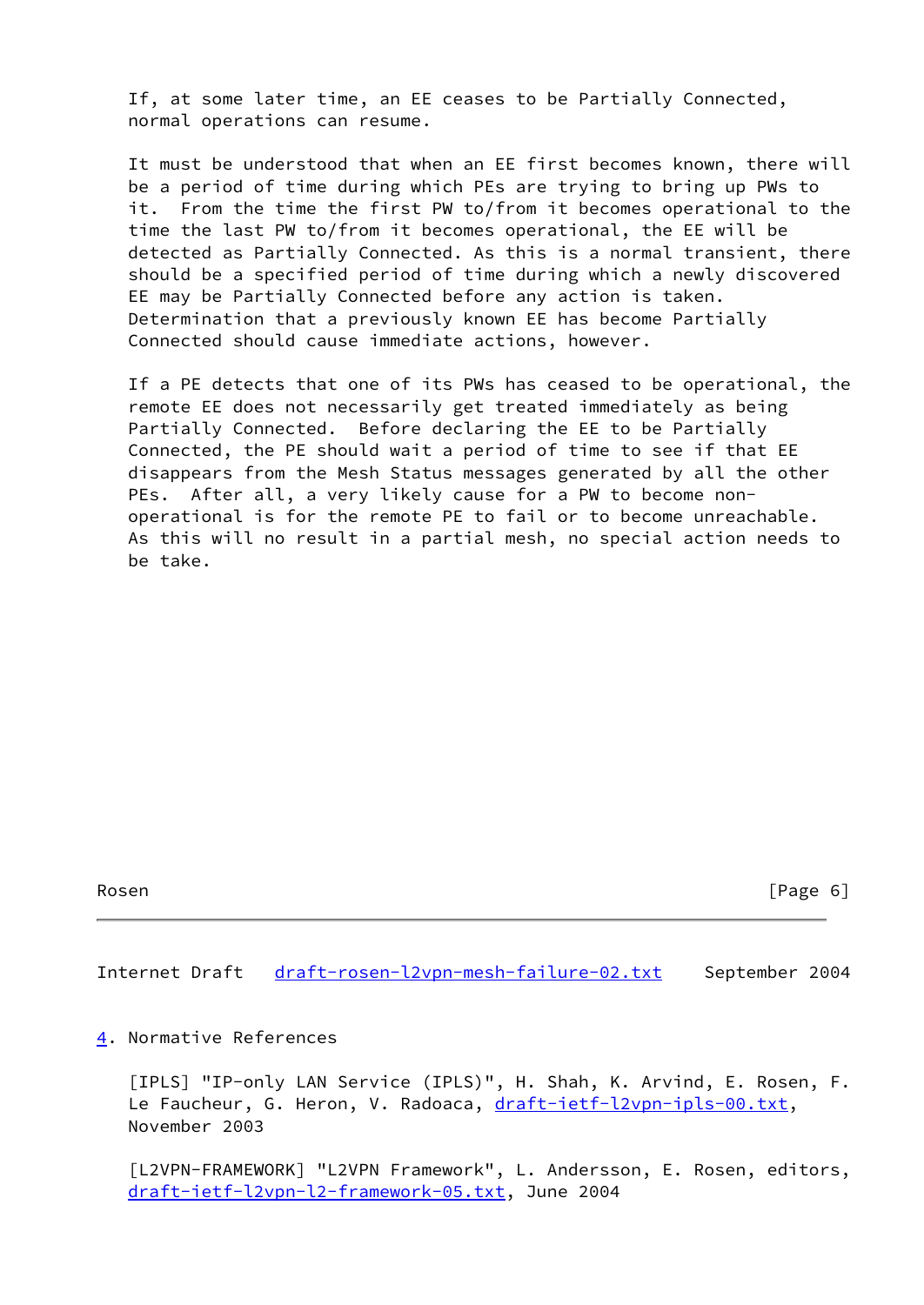If, at some later time, an EE ceases to be Partially Connected, normal operations can resume.

It must be understood that when an EE first becomes known, there will be a period of time during which PEs are trying to bring up PWs to it. From the time the first PW to/from it becomes operational to the time the last PW to/from it becomes operational, the EE will be detected as Partially Connected. As this is a normal transient, there should be a specified period of time during which a newly discovered EE may be Partially Connected before any action is taken. Determination that a previously known EE has become Partially Connected should cause immediate actions, however.

If a PE detects that one of its PWs has ceased to be operational, the remote EE does not necessarily get treated immediately as being Partially Connected. Before declaring the EE to be Partially Connected, the PE should wait a period of time to see if that EE disappears from the Mesh Status messages generated by all the other PEs. After all, a very likely cause for a PW to become non-operational is for the remote PE to fail or to become unreachable. As this will no result in a partial mesh, no special action needs to be take.

## 4. Normative References

[IPLS] "IP-only LAN Service (IPLS)", H. Shah, K. Arvind, E. Rosen, F. Le Faucheur, G. Heron, V. Radoaca, draft-ietf-l2vpn-ipls-00.txt, November 2003

[L2VPN-FRAMEWORK] "L2VPN Framework", L. Andersson, E. Rosen, editors, draft-ietf-l2vpn-l2-framework-05.txt, June 2004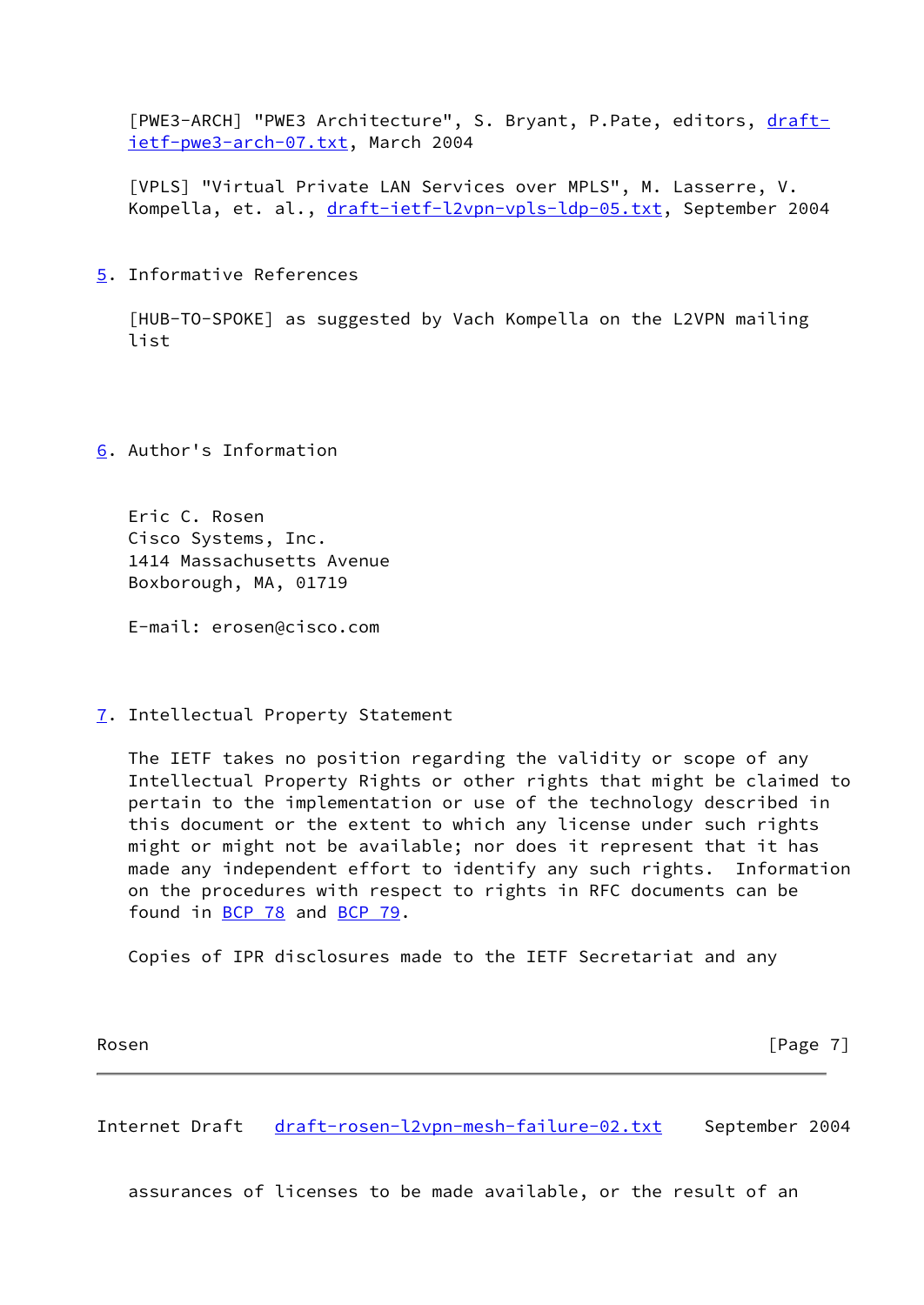[PWE3-ARCH] "PWE3 Architecture", S. Bryant, P.Pate, editors, draft-ietf-pwe3-arch-07.txt, March 2004

[VPLS] "Virtual Private LAN Services over MPLS", M. Lasserre, V. Kompella, et. al., draft-ietf-l2vpn-vpls-ldp-05.txt, September 2004

## 5. Informative References

[HUB-TO-SPOKE] as suggested by Vach Kompella on the L2VPN mailing list

## 6. Author's Information

Eric C. Rosen
Cisco Systems, Inc.
1414 Massachusetts Avenue
Boxborough, MA, 01719

E-mail: erosen@cisco.com

## 7. Intellectual Property Statement

The IETF takes no position regarding the validity or scope of any Intellectual Property Rights or other rights that might be claimed to pertain to the implementation or use of the technology described in this document or the extent to which any license under such rights might or might not be available; nor does it represent that it has made any independent effort to identify any such rights. Information on the procedures with respect to rights in RFC documents can be found in BCP 78 and BCP 79.

Copies of IPR disclosures made to the IETF Secretariat and any assurances of licenses to be made available, or the result of an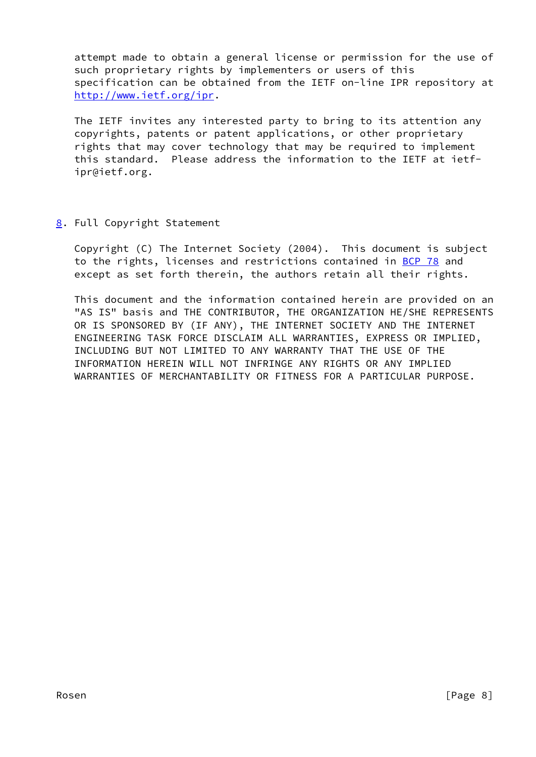attempt made to obtain a general license or permission for the use of such proprietary rights by implementers or users of this specification can be obtained from the IETF on-line IPR repository at http://www.ietf.org/ipr.

The IETF invites any interested party to bring to its attention any copyrights, patents or patent applications, or other proprietary rights that may cover technology that may be required to implement this standard. Please address the information to the IETF at ietf-ipr@ietf.org.

## 8. Full Copyright Statement

Copyright (C) The Internet Society (2004). This document is subject to the rights, licenses and restrictions contained in BCP 78 and except as set forth therein, the authors retain all their rights.

This document and the information contained herein are provided on an "AS IS" basis and THE CONTRIBUTOR, THE ORGANIZATION HE/SHE REPRESENTS OR IS SPONSORED BY (IF ANY), THE INTERNET SOCIETY AND THE INTERNET ENGINEERING TASK FORCE DISCLAIM ALL WARRANTIES, EXPRESS OR IMPLIED, INCLUDING BUT NOT LIMITED TO ANY WARRANTY THAT THE USE OF THE INFORMATION HEREIN WILL NOT INFRINGE ANY RIGHTS OR ANY IMPLIED WARRANTIES OF MERCHANTABILITY OR FITNESS FOR A PARTICULAR PURPOSE.